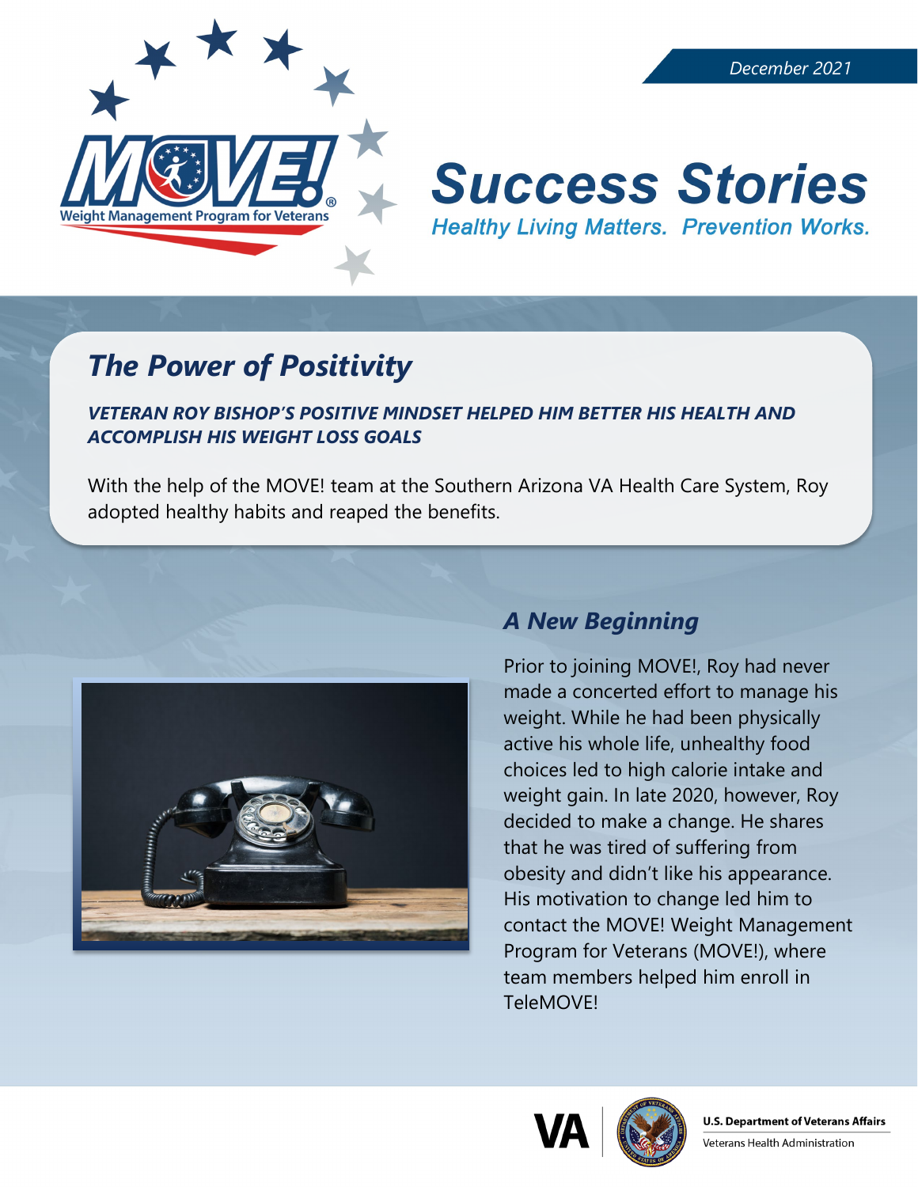December 2021

# Success Stories

*Healthy Living Matters. Prevention Works.*

## The Power of Positivity

***VETERAN ROY BISHOP'S POSITIVE MINDSET HELPED HIM BETTER HIS HEALTH AND ACCOMPLISH HIS WEIGHT LOSS GOALS***

With the help of the MOVE! team at the Southern Arizona VA Health Care System, Roy adopted healthy habits and reaped the benefits.

### A New Beginning

Prior to joining MOVE!, Roy had never made a concerted effort to manage his weight. While he had been physically active his whole life, unhealthy food choices led to high calorie intake and weight gain. In late 2020, however, Roy decided to make a change. He shares that he was tired of suffering from obesity and didn't like his appearance. His motivation to change led him to contact the MOVE! Weight Management Program for Veterans (MOVE!), where team members helped him enroll in TeleMOVE!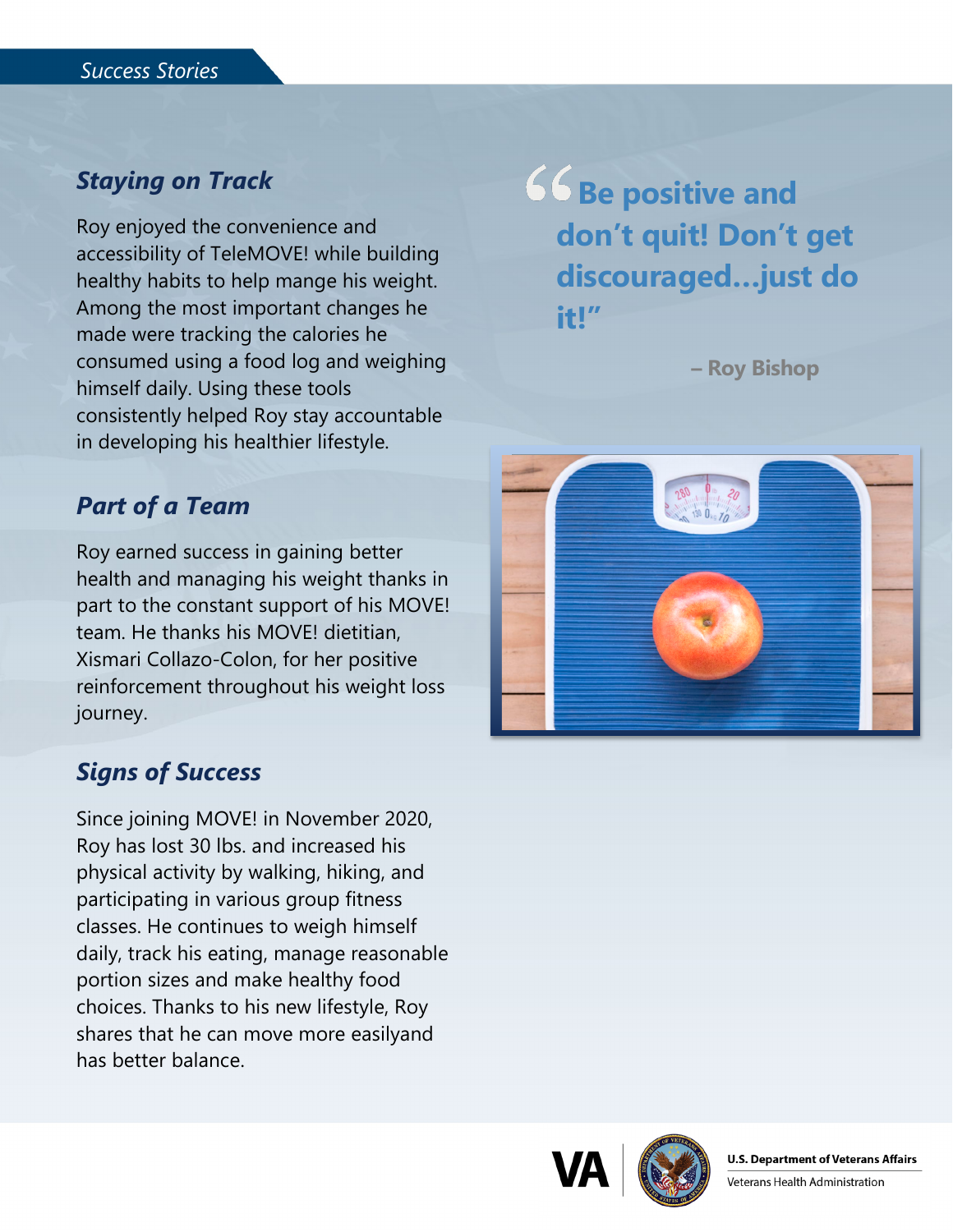## *Staying on Track*

Roy enjoyed the convenience and accessibility of TeleMOVE! while building healthy habits to help mange his weight. Among the most important changes he made were tracking the calories he consumed using a food log and weighing himself daily. Using these tools consistently helped Roy stay accountable in developing his healthier lifestyle.

## *Part of a Team*

Roy earned success in gaining better health and managing his weight thanks in part to the constant support of his MOVE! team. He thanks his MOVE! dietitian, Xismari Collazo-Colon, for her positive reinforcement throughout his weight loss journey.

## *Signs of Success*

Since joining MOVE! in November 2020, Roy has lost 30 lbs. and increased his physical activity by walking, hiking, and participating in various group fitness classes. He continues to weigh himself daily, track his eating, manage reasonable portion sizes and make healthy food choices. Thanks to his new lifestyle, Roy shares that he can move more easilyand has better balance.

> **"Be positive and don't quit! Don't get discouraged…just do it!"**
>
> **– Roy Bishop**